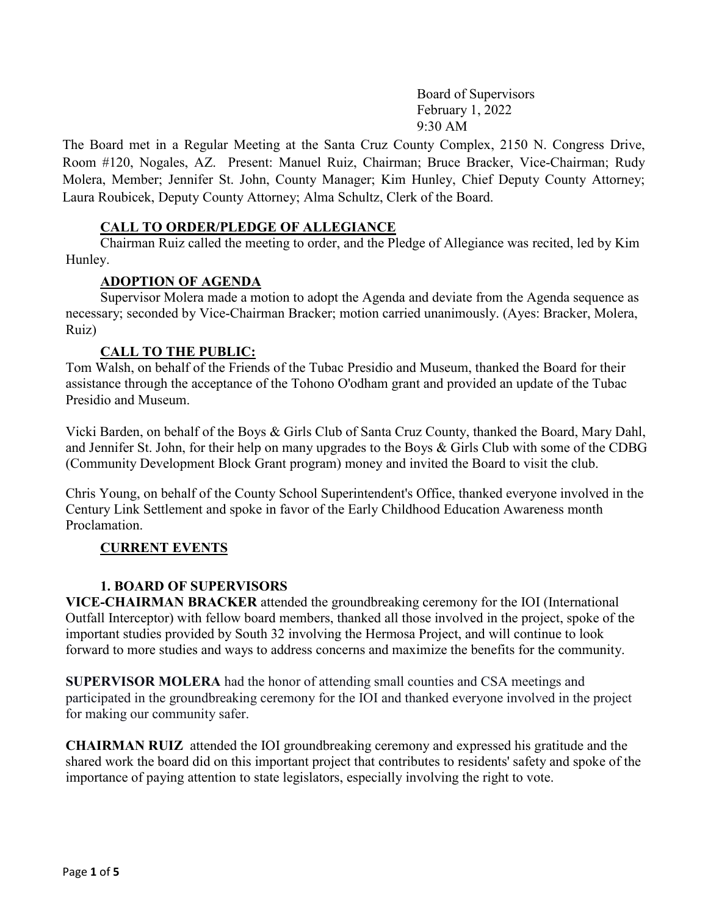Board of Supervisors
February 1, 2022
9:30 AM

The Board met in a Regular Meeting at the Santa Cruz County Complex, 2150 N. Congress Drive, Room #120, Nogales, AZ. Present: Manuel Ruiz, Chairman; Bruce Bracker, Vice-Chairman; Rudy Molera, Member; Jennifer St. John, County Manager; Kim Hunley, Chief Deputy County Attorney; Laura Roubicek, Deputy County Attorney; Alma Schultz, Clerk of the Board.

## CALL TO ORDER/PLEDGE OF ALLEGIANCE

Chairman Ruiz called the meeting to order, and the Pledge of Allegiance was recited, led by Kim Hunley.

## ADOPTION OF AGENDA

Supervisor Molera made a motion to adopt the Agenda and deviate from the Agenda sequence as necessary; seconded by Vice-Chairman Bracker; motion carried unanimously. (Ayes: Bracker, Molera, Ruiz)

## CALL TO THE PUBLIC:

Tom Walsh, on behalf of the Friends of the Tubac Presidio and Museum, thanked the Board for their assistance through the acceptance of the Tohono O'odham grant and provided an update of the Tubac Presidio and Museum.

Vicki Barden, on behalf of the Boys & Girls Club of Santa Cruz County, thanked the Board, Mary Dahl, and Jennifer St. John, for their help on many upgrades to the Boys & Girls Club with some of the CDBG (Community Development Block Grant program) money and invited the Board to visit the club.

Chris Young, on behalf of the County School Superintendent's Office, thanked everyone involved in the Century Link Settlement and spoke in favor of the Early Childhood Education Awareness month Proclamation.

## CURRENT EVENTS

### 1. BOARD OF SUPERVISORS

**VICE-CHAIRMAN BRACKER** attended the groundbreaking ceremony for the IOI (International Outfall Interceptor) with fellow board members, thanked all those involved in the project, spoke of the important studies provided by South 32 involving the Hermosa Project, and will continue to look forward to more studies and ways to address concerns and maximize the benefits for the community.

**SUPERVISOR MOLERA** had the honor of attending small counties and CSA meetings and participated in the groundbreaking ceremony for the IOI and thanked everyone involved in the project for making our community safer.

**CHAIRMAN RUIZ** attended the IOI groundbreaking ceremony and expressed his gratitude and the shared work the board did on this important project that contributes to residents' safety and spoke of the importance of paying attention to state legislators, especially involving the right to vote.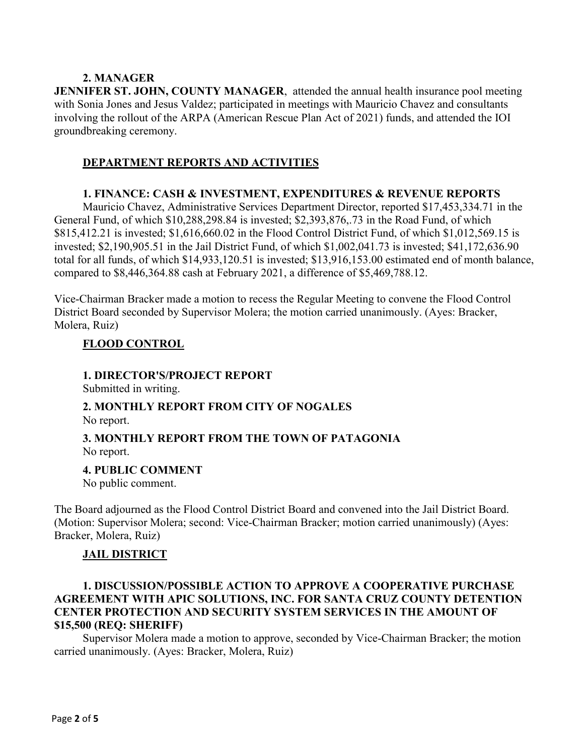### 2. MANAGER

**JENNIFER ST. JOHN, COUNTY MANAGER**, attended the annual health insurance pool meeting with Sonia Jones and Jesus Valdez; participated in meetings with Mauricio Chavez and consultants involving the rollout of the ARPA (American Rescue Plan Act of 2021) funds, and attended the IOI groundbreaking ceremony.

## DEPARTMENT REPORTS AND ACTIVITIES

### 1. FINANCE: CASH & INVESTMENT, EXPENDITURES & REVENUE REPORTS

Mauricio Chavez, Administrative Services Department Director, reported $17,453,334.71 in the General Fund, of which $10,288,298.84 is invested; $2,393,876,.73 in the Road Fund, of which $815,412.21 is invested; $1,616,660.02 in the Flood Control District Fund, of which $1,012,569.15 is invested; $2,190,905.51 in the Jail District Fund, of which $1,002,041.73 is invested; $41,172,636.90 total for all funds, of which $14,933,120.51 is invested; $13,916,153.00 estimated end of month balance, compared to $8,446,364.88 cash at February 2021, a difference of $5,469,788.12.

Vice-Chairman Bracker made a motion to recess the Regular Meeting to convene the Flood Control District Board seconded by Supervisor Molera; the motion carried unanimously. (Ayes: Bracker, Molera, Ruiz)

## FLOOD CONTROL

### 1. DIRECTOR'S/PROJECT REPORT

Submitted in writing.

### 2. MONTHLY REPORT FROM CITY OF NOGALES

No report.

### 3. MONTHLY REPORT FROM THE TOWN OF PATAGONIA

No report.

### 4. PUBLIC COMMENT

No public comment.

The Board adjourned as the Flood Control District Board and convened into the Jail District Board. (Motion: Supervisor Molera; second: Vice-Chairman Bracker; motion carried unanimously) (Ayes: Bracker, Molera, Ruiz)

## JAIL DISTRICT

### 1. DISCUSSION/POSSIBLE ACTION TO APPROVE A COOPERATIVE PURCHASE AGREEMENT WITH APIC SOLUTIONS, INC. FOR SANTA CRUZ COUNTY DETENTION CENTER PROTECTION AND SECURITY SYSTEM SERVICES IN THE AMOUNT OF $15,500 (REQ: SHERIFF)

Supervisor Molera made a motion to approve, seconded by Vice-Chairman Bracker; the motion carried unanimously. (Ayes: Bracker, Molera, Ruiz)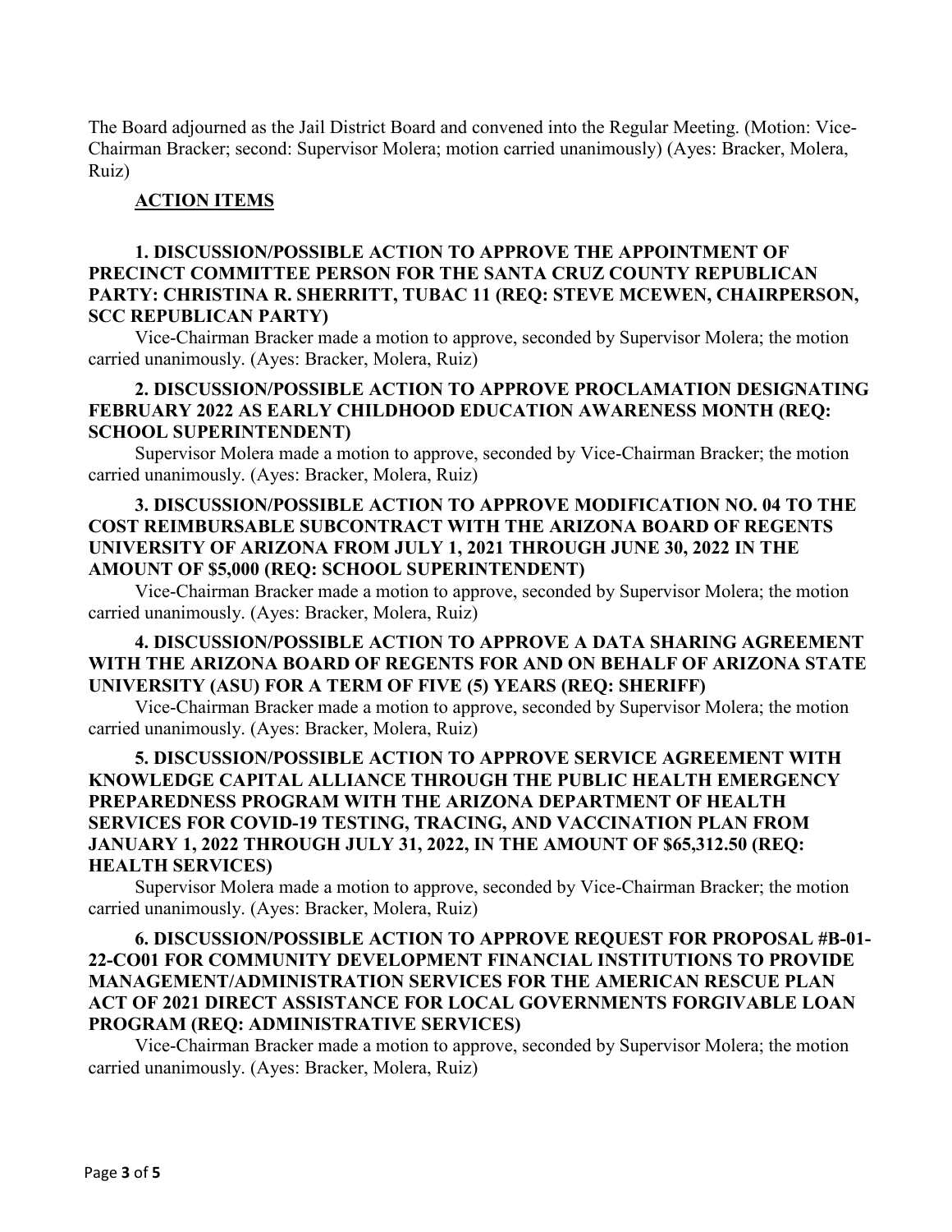The Board adjourned as the Jail District Board and convened into the Regular Meeting. (Motion: Vice-Chairman Bracker; second: Supervisor Molera; motion carried unanimously) (Ayes: Bracker, Molera, Ruiz)

## ACTION ITEMS

**1. DISCUSSION/POSSIBLE ACTION TO APPROVE THE APPOINTMENT OF PRECINCT COMMITTEE PERSON FOR THE SANTA CRUZ COUNTY REPUBLICAN PARTY: CHRISTINA R. SHERRITT, TUBAC 11 (REQ: STEVE MCEWEN, CHAIRPERSON, SCC REPUBLICAN PARTY)**

Vice-Chairman Bracker made a motion to approve, seconded by Supervisor Molera; the motion carried unanimously. (Ayes: Bracker, Molera, Ruiz)

**2. DISCUSSION/POSSIBLE ACTION TO APPROVE PROCLAMATION DESIGNATING FEBRUARY 2022 AS EARLY CHILDHOOD EDUCATION AWARENESS MONTH (REQ: SCHOOL SUPERINTENDENT)**

Supervisor Molera made a motion to approve, seconded by Vice-Chairman Bracker; the motion carried unanimously. (Ayes: Bracker, Molera, Ruiz)

**3. DISCUSSION/POSSIBLE ACTION TO APPROVE MODIFICATION NO. 04 TO THE COST REIMBURSABLE SUBCONTRACT WITH THE ARIZONA BOARD OF REGENTS UNIVERSITY OF ARIZONA FROM JULY 1, 2021 THROUGH JUNE 30, 2022 IN THE AMOUNT OF $5,000 (REQ: SCHOOL SUPERINTENDENT)**

Vice-Chairman Bracker made a motion to approve, seconded by Supervisor Molera; the motion carried unanimously. (Ayes: Bracker, Molera, Ruiz)

**4. DISCUSSION/POSSIBLE ACTION TO APPROVE A DATA SHARING AGREEMENT WITH THE ARIZONA BOARD OF REGENTS FOR AND ON BEHALF OF ARIZONA STATE UNIVERSITY (ASU) FOR A TERM OF FIVE (5) YEARS (REQ: SHERIFF)**

Vice-Chairman Bracker made a motion to approve, seconded by Supervisor Molera; the motion carried unanimously. (Ayes: Bracker, Molera, Ruiz)

**5. DISCUSSION/POSSIBLE ACTION TO APPROVE SERVICE AGREEMENT WITH KNOWLEDGE CAPITAL ALLIANCE THROUGH THE PUBLIC HEALTH EMERGENCY PREPAREDNESS PROGRAM WITH THE ARIZONA DEPARTMENT OF HEALTH SERVICES FOR COVID-19 TESTING, TRACING, AND VACCINATION PLAN FROM JANUARY 1, 2022 THROUGH JULY 31, 2022, IN THE AMOUNT OF $65,312.50 (REQ: HEALTH SERVICES)**

Supervisor Molera made a motion to approve, seconded by Vice-Chairman Bracker; the motion carried unanimously. (Ayes: Bracker, Molera, Ruiz)

**6. DISCUSSION/POSSIBLE ACTION TO APPROVE REQUEST FOR PROPOSAL #B-01-22-CO01 FOR COMMUNITY DEVELOPMENT FINANCIAL INSTITUTIONS TO PROVIDE MANAGEMENT/ADMINISTRATION SERVICES FOR THE AMERICAN RESCUE PLAN ACT OF 2021 DIRECT ASSISTANCE FOR LOCAL GOVERNMENTS FORGIVABLE LOAN PROGRAM (REQ: ADMINISTRATIVE SERVICES)**

Vice-Chairman Bracker made a motion to approve, seconded by Supervisor Molera; the motion carried unanimously. (Ayes: Bracker, Molera, Ruiz)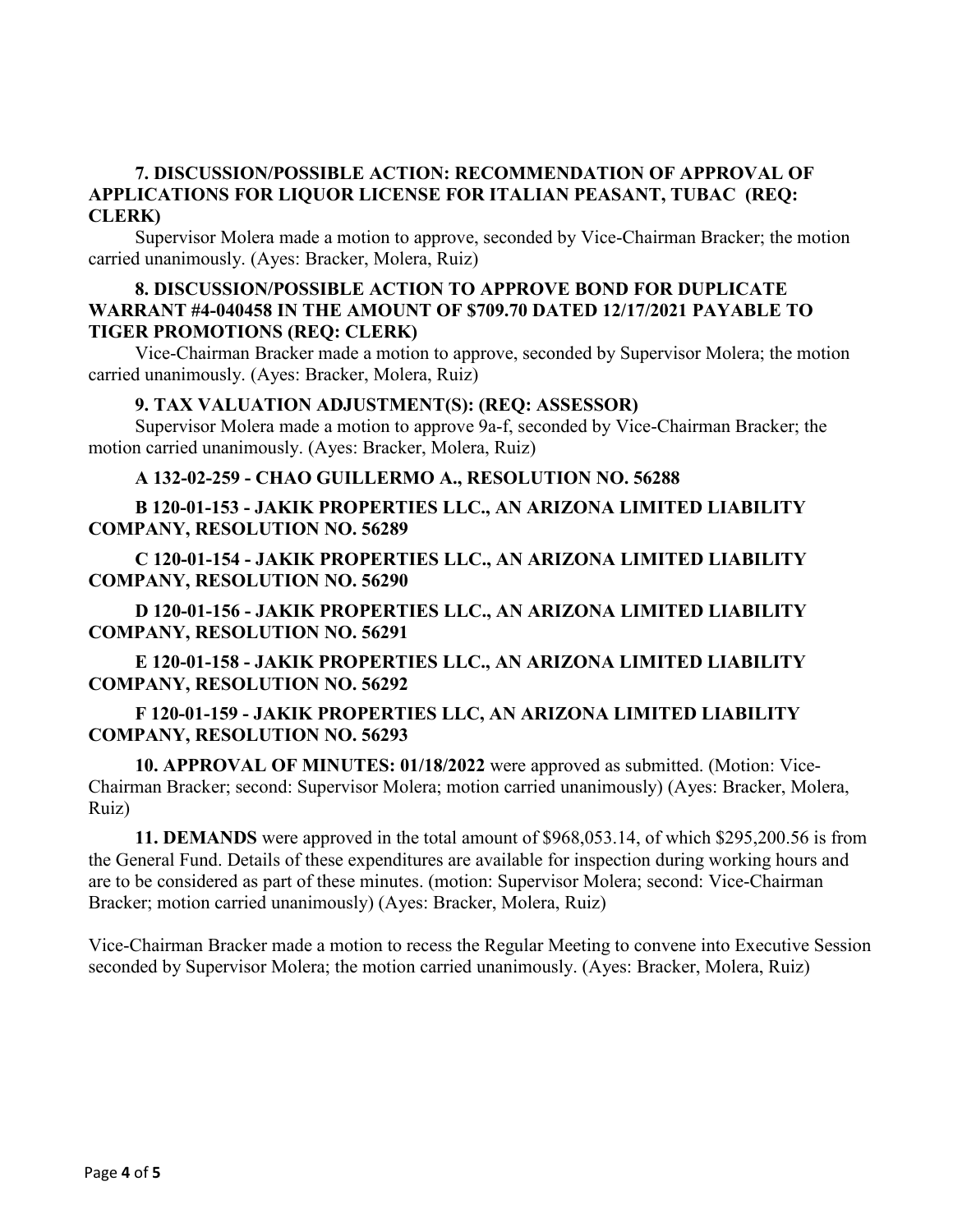**7. DISCUSSION/POSSIBLE ACTION: RECOMMENDATION OF APPROVAL OF APPLICATIONS FOR LIQUOR LICENSE FOR ITALIAN PEASANT, TUBAC (REQ: CLERK)**

Supervisor Molera made a motion to approve, seconded by Vice-Chairman Bracker; the motion carried unanimously. (Ayes: Bracker, Molera, Ruiz)

**8. DISCUSSION/POSSIBLE ACTION TO APPROVE BOND FOR DUPLICATE WARRANT #4-040458 IN THE AMOUNT OF $709.70 DATED 12/17/2021 PAYABLE TO TIGER PROMOTIONS (REQ: CLERK)**

Vice-Chairman Bracker made a motion to approve, seconded by Supervisor Molera; the motion carried unanimously. (Ayes: Bracker, Molera, Ruiz)

**9. TAX VALUATION ADJUSTMENT(S): (REQ: ASSESSOR)**

Supervisor Molera made a motion to approve 9a-f, seconded by Vice-Chairman Bracker; the motion carried unanimously. (Ayes: Bracker, Molera, Ruiz)

**A 132-02-259 - CHAO GUILLERMO A., RESOLUTION NO. 56288**

**B 120-01-153 - JAKIK PROPERTIES LLC., AN ARIZONA LIMITED LIABILITY COMPANY, RESOLUTION NO. 56289**

**C 120-01-154 - JAKIK PROPERTIES LLC., AN ARIZONA LIMITED LIABILITY COMPANY, RESOLUTION NO. 56290**

**D 120-01-156 - JAKIK PROPERTIES LLC., AN ARIZONA LIMITED LIABILITY COMPANY, RESOLUTION NO. 56291**

**E 120-01-158 - JAKIK PROPERTIES LLC., AN ARIZONA LIMITED LIABILITY COMPANY, RESOLUTION NO. 56292**

**F 120-01-159 - JAKIK PROPERTIES LLC, AN ARIZONA LIMITED LIABILITY COMPANY, RESOLUTION NO. 56293**

**10. APPROVAL OF MINUTES: 01/18/2022** were approved as submitted. (Motion: Vice-Chairman Bracker; second: Supervisor Molera; motion carried unanimously) (Ayes: Bracker, Molera, Ruiz)

**11. DEMANDS** were approved in the total amount of $968,053.14, of which $295,200.56 is from the General Fund. Details of these expenditures are available for inspection during working hours and are to be considered as part of these minutes. (motion: Supervisor Molera; second: Vice-Chairman Bracker; motion carried unanimously) (Ayes: Bracker, Molera, Ruiz)

Vice-Chairman Bracker made a motion to recess the Regular Meeting to convene into Executive Session seconded by Supervisor Molera; the motion carried unanimously. (Ayes: Bracker, Molera, Ruiz)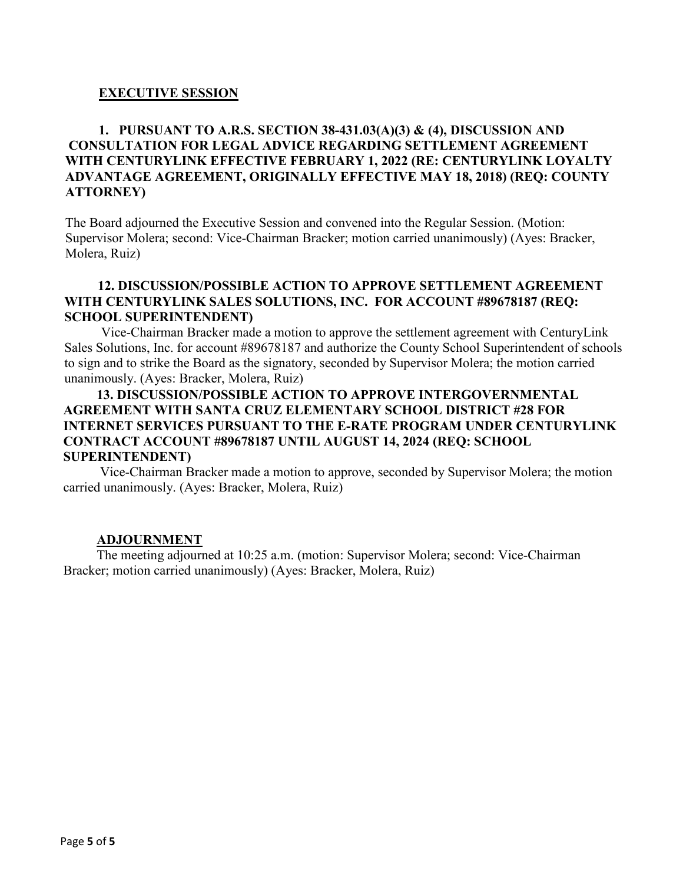**EXECUTIVE SESSION**

**1. PURSUANT TO A.R.S. SECTION 38-431.03(A)(3) & (4), DISCUSSION AND CONSULTATION FOR LEGAL ADVICE REGARDING SETTLEMENT AGREEMENT WITH CENTURYLINK EFFECTIVE FEBRUARY 1, 2022 (RE: CENTURYLINK LOYALTY ADVANTAGE AGREEMENT, ORIGINALLY EFFECTIVE MAY 18, 2018) (REQ: COUNTY ATTORNEY)**

The Board adjourned the Executive Session and convened into the Regular Session. (Motion: Supervisor Molera; second: Vice-Chairman Bracker; motion carried unanimously) (Ayes: Bracker, Molera, Ruiz)

**12. DISCUSSION/POSSIBLE ACTION TO APPROVE SETTLEMENT AGREEMENT WITH CENTURYLINK SALES SOLUTIONS, INC. FOR ACCOUNT #89678187 (REQ: SCHOOL SUPERINTENDENT)**

Vice-Chairman Bracker made a motion to approve the settlement agreement with CenturyLink Sales Solutions, Inc. for account #89678187 and authorize the County School Superintendent of schools to sign and to strike the Board as the signatory, seconded by Supervisor Molera; the motion carried unanimously. (Ayes: Bracker, Molera, Ruiz)

**13. DISCUSSION/POSSIBLE ACTION TO APPROVE INTERGOVERNMENTAL AGREEMENT WITH SANTA CRUZ ELEMENTARY SCHOOL DISTRICT #28 FOR INTERNET SERVICES PURSUANT TO THE E-RATE PROGRAM UNDER CENTURYLINK CONTRACT ACCOUNT #89678187 UNTIL AUGUST 14, 2024 (REQ: SCHOOL SUPERINTENDENT)**

Vice-Chairman Bracker made a motion to approve, seconded by Supervisor Molera; the motion carried unanimously. (Ayes: Bracker, Molera, Ruiz)

**ADJOURNMENT**

The meeting adjourned at 10:25 a.m. (motion: Supervisor Molera; second: Vice-Chairman Bracker; motion carried unanimously) (Ayes: Bracker, Molera, Ruiz)